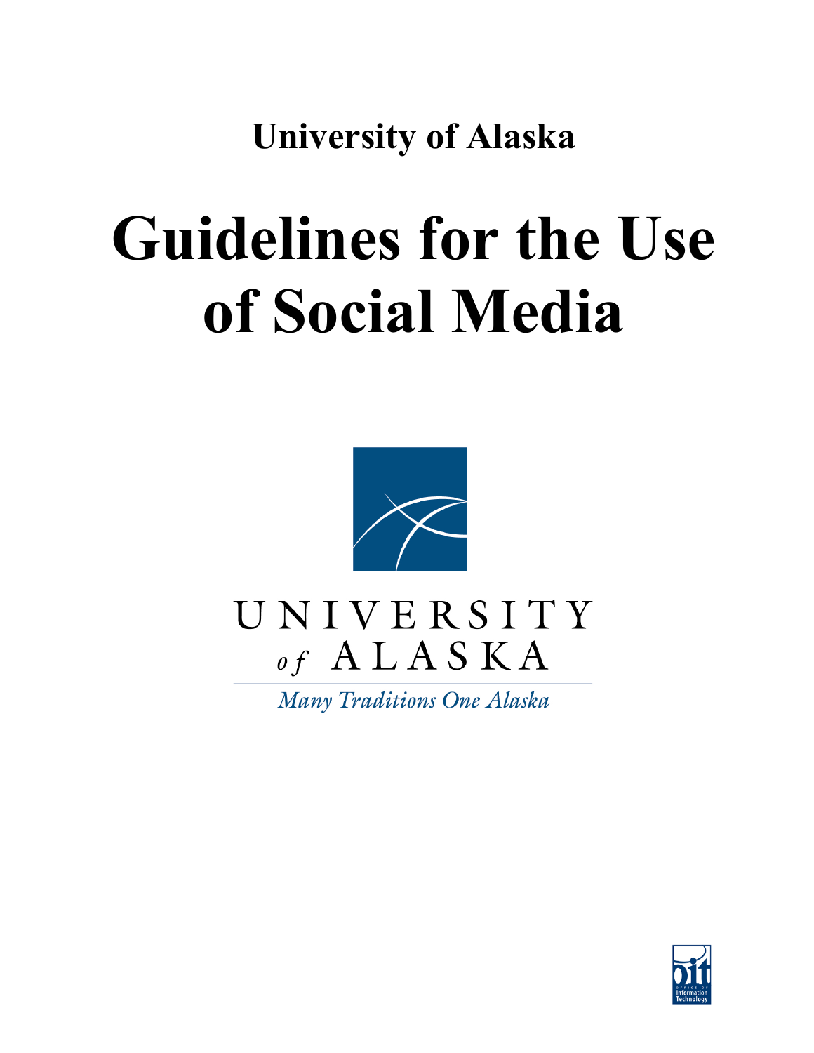**University of Alaska**

# Guidelines for the Use of Social Media

UNIVERSITY
*of* ALASKA

*Many Traditions One Alaska*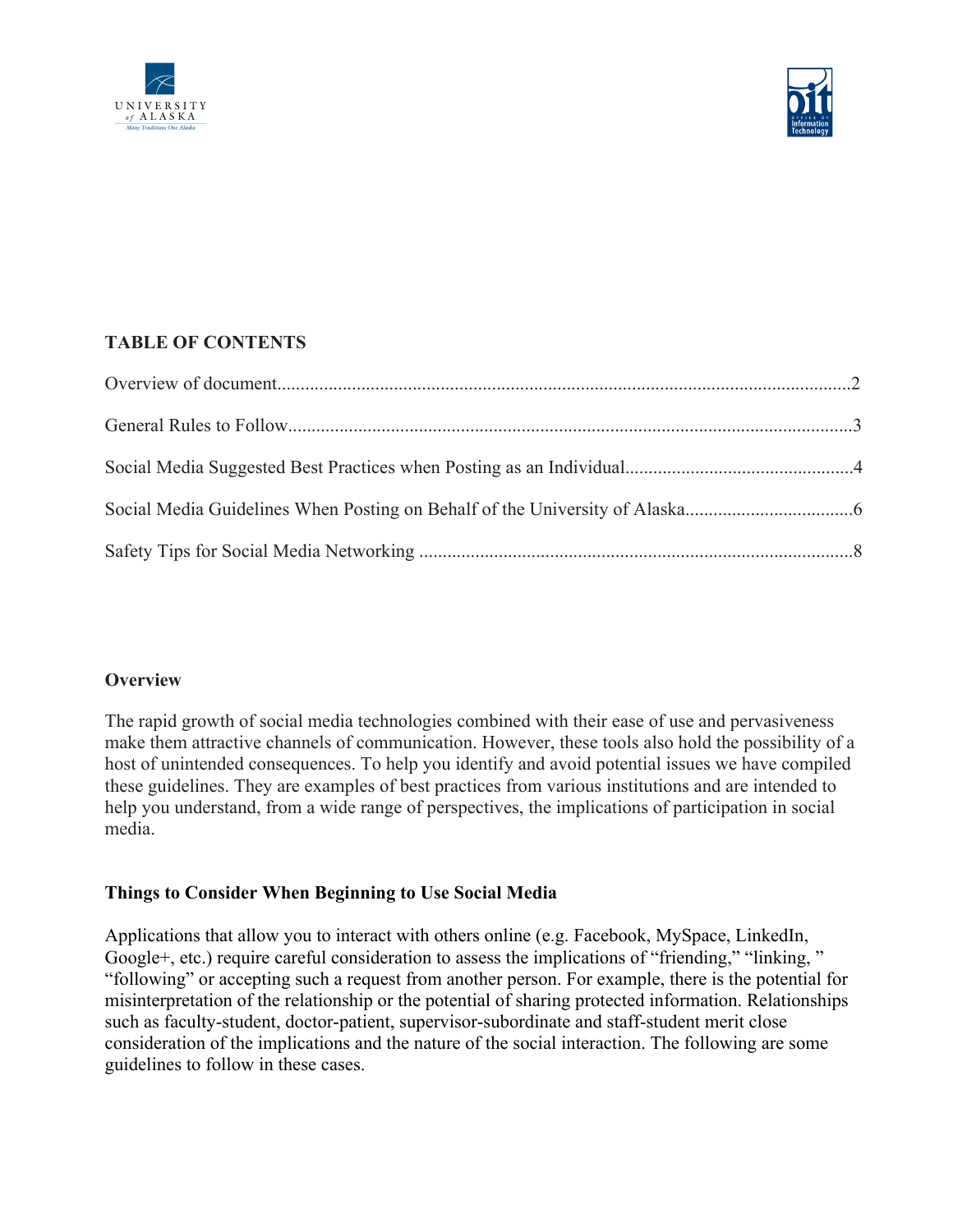## TABLE OF CONTENTS

Overview of document.........................................................................................................................2

General Rules to Follow.......................................................................................................................3

Social Media Suggested Best Practices when Posting as an Individual................................................4

Social Media Guidelines When Posting on Behalf of the University of Alaska...................................6

Safety Tips for Social Media Networking ............................................................................................8

## Overview

The rapid growth of social media technologies combined with their ease of use and pervasiveness make them attractive channels of communication. However, these tools also hold the possibility of a host of unintended consequences. To help you identify and avoid potential issues we have compiled these guidelines. They are examples of best practices from various institutions and are intended to help you understand, from a wide range of perspectives, the implications of participation in social media.

## Things to Consider When Beginning to Use Social Media

Applications that allow you to interact with others online (e.g. Facebook, MySpace, LinkedIn, Google+, etc.) require careful consideration to assess the implications of "friending," "linking, " "following" or accepting such a request from another person. For example, there is the potential for misinterpretation of the relationship or the potential of sharing protected information. Relationships such as faculty-student, doctor-patient, supervisor-subordinate and staff-student merit close consideration of the implications and the nature of the social interaction. The following are some guidelines to follow in these cases.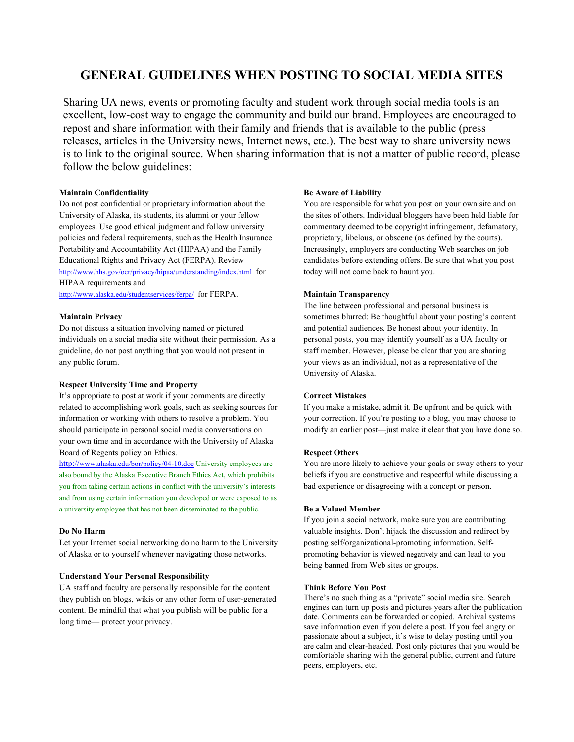# GENERAL GUIDELINES WHEN POSTING TO SOCIAL MEDIA SITES

Sharing UA news, events or promoting faculty and student work through social media tools is an excellent, low-cost way to engage the community and build our brand. Employees are encouraged to repost and share information with their family and friends that is available to the public (press releases, articles in the University news, Internet news, etc.). The best way to share university news is to link to the original source. When sharing information that is not a matter of public record, please follow the below guidelines:

**Maintain Confidentiality**

Do not post confidential or proprietary information about the University of Alaska, its students, its alumni or your fellow employees. Use good ethical judgment and follow university policies and federal requirements, such as the Health Insurance Portability and Accountability Act (HIPAA) and the Family Educational Rights and Privacy Act (FERPA). Review http://www.hhs.gov/ocr/privacy/hipaa/understanding/index.html for HIPAA requirements and http://www.alaska.edu/studentservices/ferpa/ for FERPA.

**Maintain Privacy**

Do not discuss a situation involving named or pictured individuals on a social media site without their permission. As a guideline, do not post anything that you would not present in any public forum.

**Respect University Time and Property**

It's appropriate to post at work if your comments are directly related to accomplishing work goals, such as seeking sources for information or working with others to resolve a problem. You should participate in personal social media conversations on your own time and in accordance with the University of Alaska Board of Regents policy on Ethics.

http://www.alaska.edu/bor/policy/04-10.doc University employees are also bound by the Alaska Executive Branch Ethics Act, which prohibits you from taking certain actions in conflict with the university's interests and from using certain information you developed or were exposed to as a university employee that has not been disseminated to the public.

**Do No Harm**

Let your Internet social networking do no harm to the University of Alaska or to yourself whenever navigating those networks.

**Understand Your Personal Responsibility**

UA staff and faculty are personally responsible for the content they publish on blogs, wikis or any other form of user-generated content. Be mindful that what you publish will be public for a long time— protect your privacy.

**Be Aware of Liability**

You are responsible for what you post on your own site and on the sites of others. Individual bloggers have been held liable for commentary deemed to be copyright infringement, defamatory, proprietary, libelous, or obscene (as defined by the courts). Increasingly, employers are conducting Web searches on job candidates before extending offers. Be sure that what you post today will not come back to haunt you.

**Maintain Transparency**

The line between professional and personal business is sometimes blurred: Be thoughtful about your posting's content and potential audiences. Be honest about your identity. In personal posts, you may identify yourself as a UA faculty or staff member. However, please be clear that you are sharing your views as an individual, not as a representative of the University of Alaska.

**Correct Mistakes**

If you make a mistake, admit it. Be upfront and be quick with your correction. If you're posting to a blog, you may choose to modify an earlier post—just make it clear that you have done so.

**Respect Others**

You are more likely to achieve your goals or sway others to your beliefs if you are constructive and respectful while discussing a bad experience or disagreeing with a concept or person.

**Be a Valued Member**

If you join a social network, make sure you are contributing valuable insights. Don't hijack the discussion and redirect by posting self/organizational-promoting information. Self-promoting behavior is viewed negatively and can lead to you being banned from Web sites or groups.

**Think Before You Post**

There's no such thing as a "private" social media site. Search engines can turn up posts and pictures years after the publication date. Comments can be forwarded or copied. Archival systems save information even if you delete a post. If you feel angry or passionate about a subject, it's wise to delay posting until you are calm and clear-headed. Post only pictures that you would be comfortable sharing with the general public, current and future peers, employers, etc.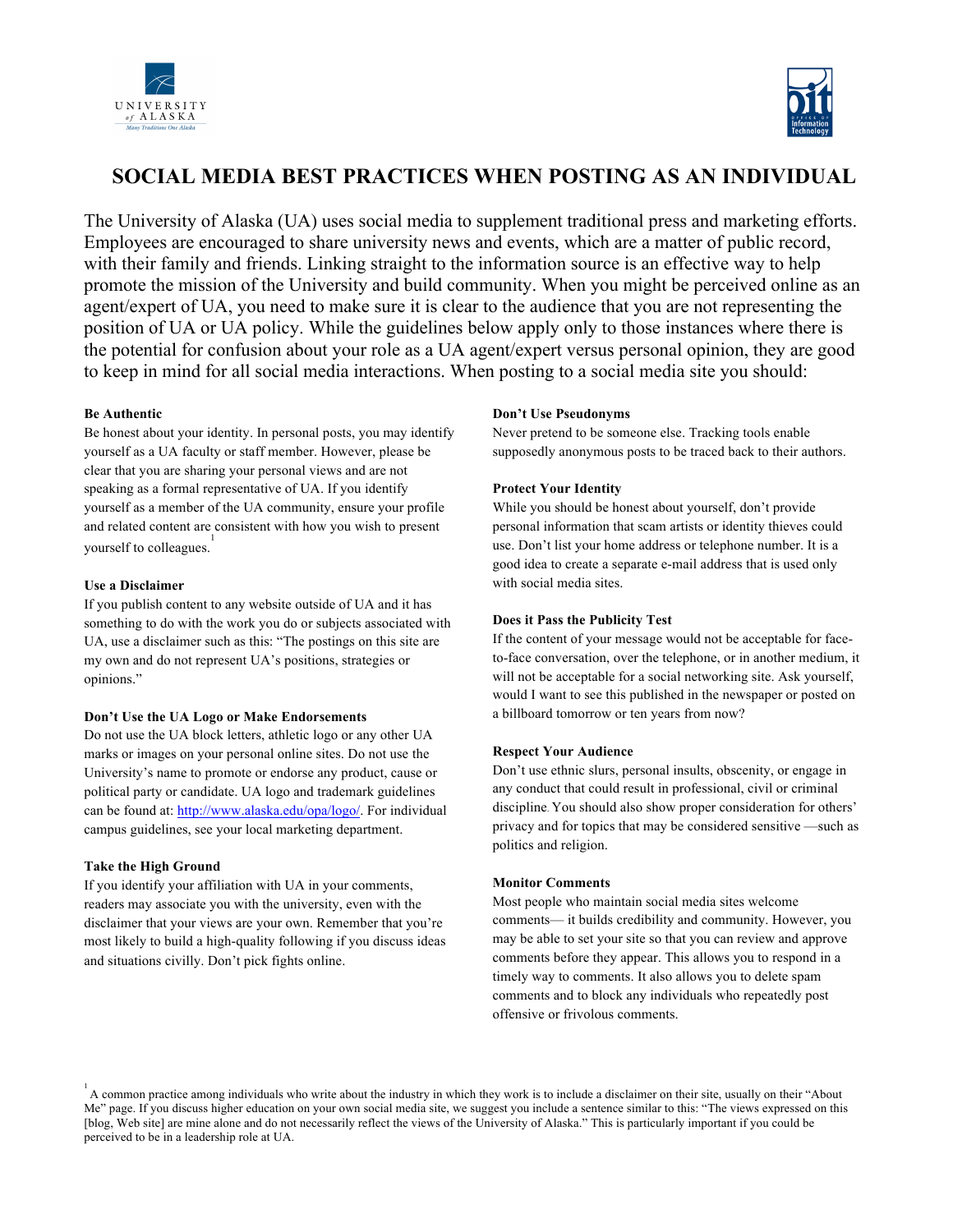# SOCIAL MEDIA BEST PRACTICES WHEN POSTING AS AN INDIVIDUAL

The University of Alaska (UA) uses social media to supplement traditional press and marketing efforts. Employees are encouraged to share university news and events, which are a matter of public record, with their family and friends. Linking straight to the information source is an effective way to help promote the mission of the University and build community. When you might be perceived online as an agent/expert of UA, you need to make sure it is clear to the audience that you are not representing the position of UA or UA policy. While the guidelines below apply only to those instances where there is the potential for confusion about your role as a UA agent/expert versus personal opinion, they are good to keep in mind for all social media interactions. When posting to a social media site you should:

**Be Authentic**

Be honest about your identity. In personal posts, you may identify yourself as a UA faculty or staff member. However, please be clear that you are sharing your personal views and are not speaking as a formal representative of UA. If you identify yourself as a member of the UA community, ensure your profile and related content are consistent with how you wish to present yourself to colleagues.[1]

**Use a Disclaimer**

If you publish content to any website outside of UA and it has something to do with the work you do or subjects associated with UA, use a disclaimer such as this: "The postings on this site are my own and do not represent UA's positions, strategies or opinions."

**Don't Use the UA Logo or Make Endorsements**

Do not use the UA block letters, athletic logo or any other UA marks or images on your personal online sites. Do not use the University's name to promote or endorse any product, cause or political party or candidate. UA logo and trademark guidelines can be found at: http://www.alaska.edu/opa/logo/. For individual campus guidelines, see your local marketing department.

**Take the High Ground**

If you identify your affiliation with UA in your comments, readers may associate you with the university, even with the disclaimer that your views are your own. Remember that you're most likely to build a high-quality following if you discuss ideas and situations civilly. Don't pick fights online.

**Don't Use Pseudonyms**

Never pretend to be someone else. Tracking tools enable supposedly anonymous posts to be traced back to their authors.

**Protect Your Identity**

While you should be honest about yourself, don't provide personal information that scam artists or identity thieves could use. Don't list your home address or telephone number. It is a good idea to create a separate e-mail address that is used only with social media sites.

**Does it Pass the Publicity Test**

If the content of your message would not be acceptable for face-to-face conversation, over the telephone, or in another medium, it will not be acceptable for a social networking site. Ask yourself, would I want to see this published in the newspaper or posted on a billboard tomorrow or ten years from now?

**Respect Your Audience**

Don't use ethnic slurs, personal insults, obscenity, or engage in any conduct that could result in professional, civil or criminal discipline. You should also show proper consideration for others' privacy and for topics that may be considered sensitive —such as politics and religion.

**Monitor Comments**

Most people who maintain social media sites welcome comments— it builds credibility and community. However, you may be able to set your site so that you can review and approve comments before they appear. This allows you to respond in a timely way to comments. It also allows you to delete spam comments and to block any individuals who repeatedly post offensive or frivolous comments.

[1] A common practice among individuals who write about the industry in which they work is to include a disclaimer on their site, usually on their "About Me" page. If you discuss higher education on your own social media site, we suggest you include a sentence similar to this: "The views expressed on this [blog, Web site] are mine alone and do not necessarily reflect the views of the University of Alaska." This is particularly important if you could be perceived to be in a leadership role at UA.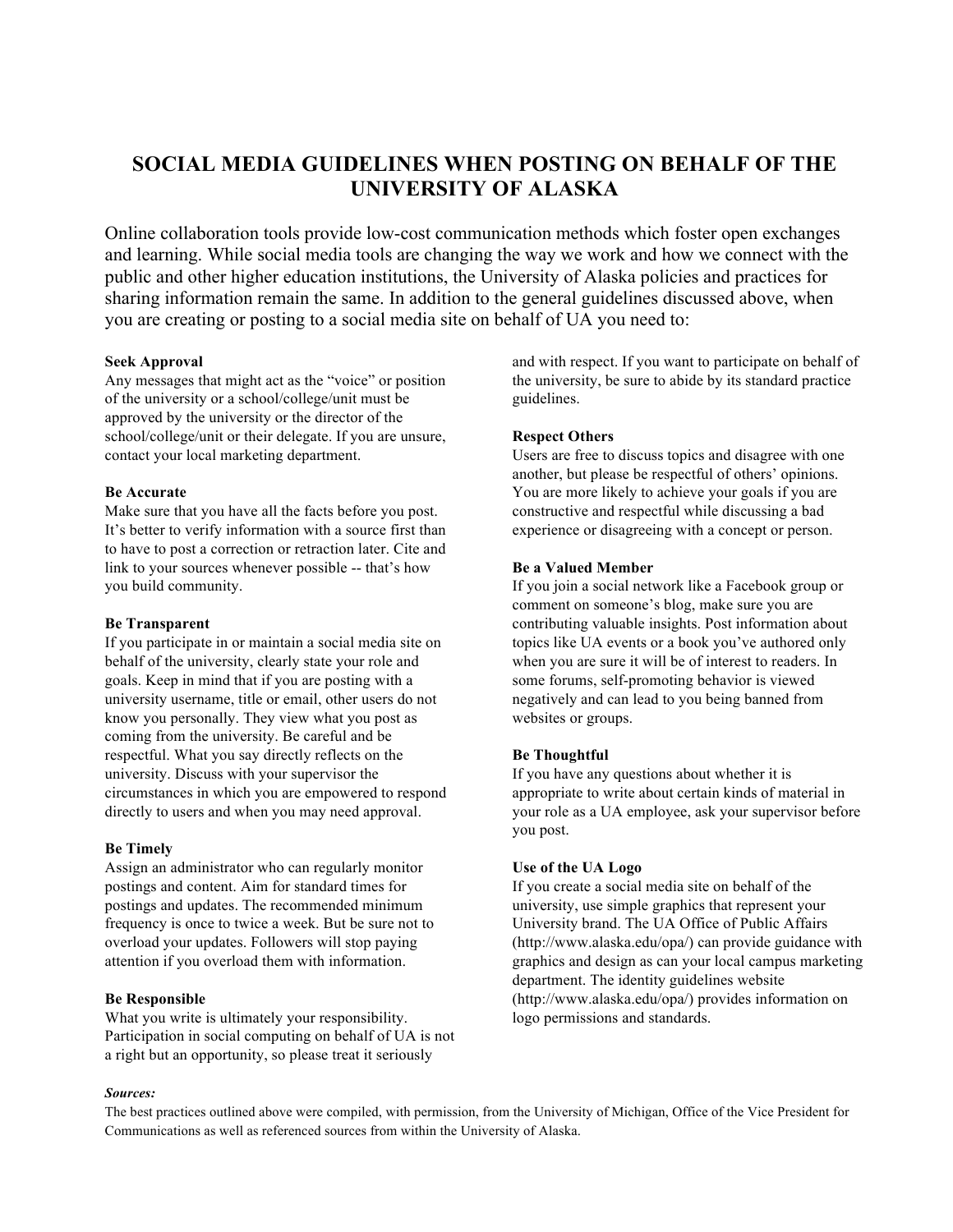# SOCIAL MEDIA GUIDELINES WHEN POSTING ON BEHALF OF THE UNIVERSITY OF ALASKA

Online collaboration tools provide low-cost communication methods which foster open exchanges and learning. While social media tools are changing the way we work and how we connect with the public and other higher education institutions, the University of Alaska policies and practices for sharing information remain the same. In addition to the general guidelines discussed above, when you are creating or posting to a social media site on behalf of UA you need to:

**Seek Approval**
Any messages that might act as the "voice" or position of the university or a school/college/unit must be approved by the university or the director of the school/college/unit or their delegate. If you are unsure, contact your local marketing department.

**Be Accurate**
Make sure that you have all the facts before you post. It's better to verify information with a source first than to have to post a correction or retraction later. Cite and link to your sources whenever possible -- that's how you build community.

**Be Transparent**
If you participate in or maintain a social media site on behalf of the university, clearly state your role and goals. Keep in mind that if you are posting with a university username, title or email, other users do not know you personally. They view what you post as coming from the university. Be careful and be respectful. What you say directly reflects on the university. Discuss with your supervisor the circumstances in which you are empowered to respond directly to users and when you may need approval.

**Be Timely**
Assign an administrator who can regularly monitor postings and content. Aim for standard times for postings and updates. The recommended minimum frequency is once to twice a week. But be sure not to overload your updates. Followers will stop paying attention if you overload them with information.

**Be Responsible**
What you write is ultimately your responsibility. Participation in social computing on behalf of UA is not a right but an opportunity, so please treat it seriously and with respect. If you want to participate on behalf of the university, be sure to abide by its standard practice guidelines.

**Respect Others**
Users are free to discuss topics and disagree with one another, but please be respectful of others' opinions. You are more likely to achieve your goals if you are constructive and respectful while discussing a bad experience or disagreeing with a concept or person.

**Be a Valued Member**
If you join a social network like a Facebook group or comment on someone's blog, make sure you are contributing valuable insights. Post information about topics like UA events or a book you've authored only when you are sure it will be of interest to readers. In some forums, self-promoting behavior is viewed negatively and can lead to you being banned from websites or groups.

**Be Thoughtful**
If you have any questions about whether it is appropriate to write about certain kinds of material in your role as a UA employee, ask your supervisor before you post.

**Use of the UA Logo**
If you create a social media site on behalf of the university, use simple graphics that represent your University brand. The UA Office of Public Affairs (http://www.alaska.edu/opa/) can provide guidance with graphics and design as can your local campus marketing department. The identity guidelines website (http://www.alaska.edu/opa/) provides information on logo permissions and standards.

***Sources:***
The best practices outlined above were compiled, with permission, from the University of Michigan, Office of the Vice President for Communications as well as referenced sources from within the University of Alaska.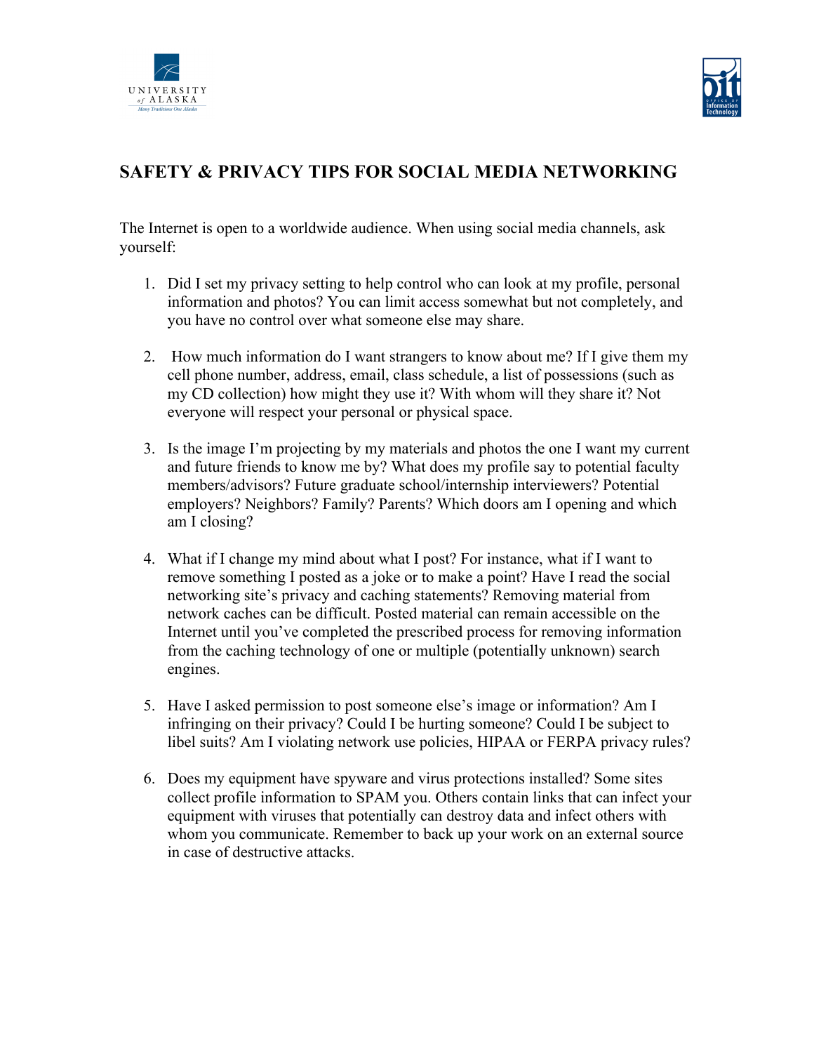## SAFETY & PRIVACY TIPS FOR SOCIAL MEDIA NETWORKING

The Internet is open to a worldwide audience. When using social media channels, ask yourself:

1. Did I set my privacy setting to help control who can look at my profile, personal information and photos? You can limit access somewhat but not completely, and you have no control over what someone else may share.

2. How much information do I want strangers to know about me? If I give them my cell phone number, address, email, class schedule, a list of possessions (such as my CD collection) how might they use it? With whom will they share it? Not everyone will respect your personal or physical space.

3. Is the image I'm projecting by my materials and photos the one I want my current and future friends to know me by? What does my profile say to potential faculty members/advisors? Future graduate school/internship interviewers? Potential employers? Neighbors? Family? Parents? Which doors am I opening and which am I closing?

4. What if I change my mind about what I post? For instance, what if I want to remove something I posted as a joke or to make a point? Have I read the social networking site's privacy and caching statements? Removing material from network caches can be difficult. Posted material can remain accessible on the Internet until you've completed the prescribed process for removing information from the caching technology of one or multiple (potentially unknown) search engines.

5. Have I asked permission to post someone else's image or information? Am I infringing on their privacy? Could I be hurting someone? Could I be subject to libel suits? Am I violating network use policies, HIPAA or FERPA privacy rules?

6. Does my equipment have spyware and virus protections installed? Some sites collect profile information to SPAM you. Others contain links that can infect your equipment with viruses that potentially can destroy data and infect others with whom you communicate. Remember to back up your work on an external source in case of destructive attacks.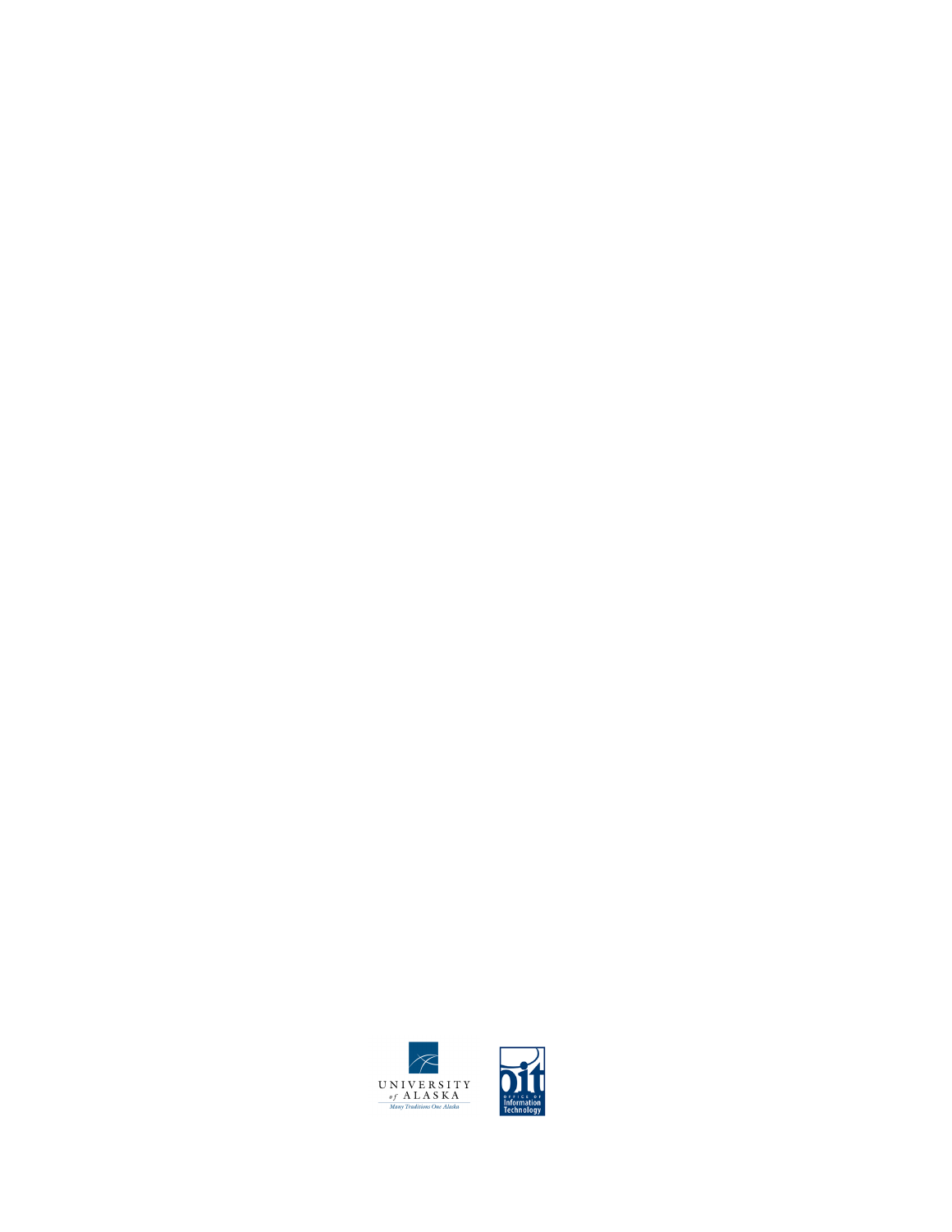UNIVERSITY
of ALASKA
Many Traditions One Alaska

oit
OFFICE OF
Information
Technology